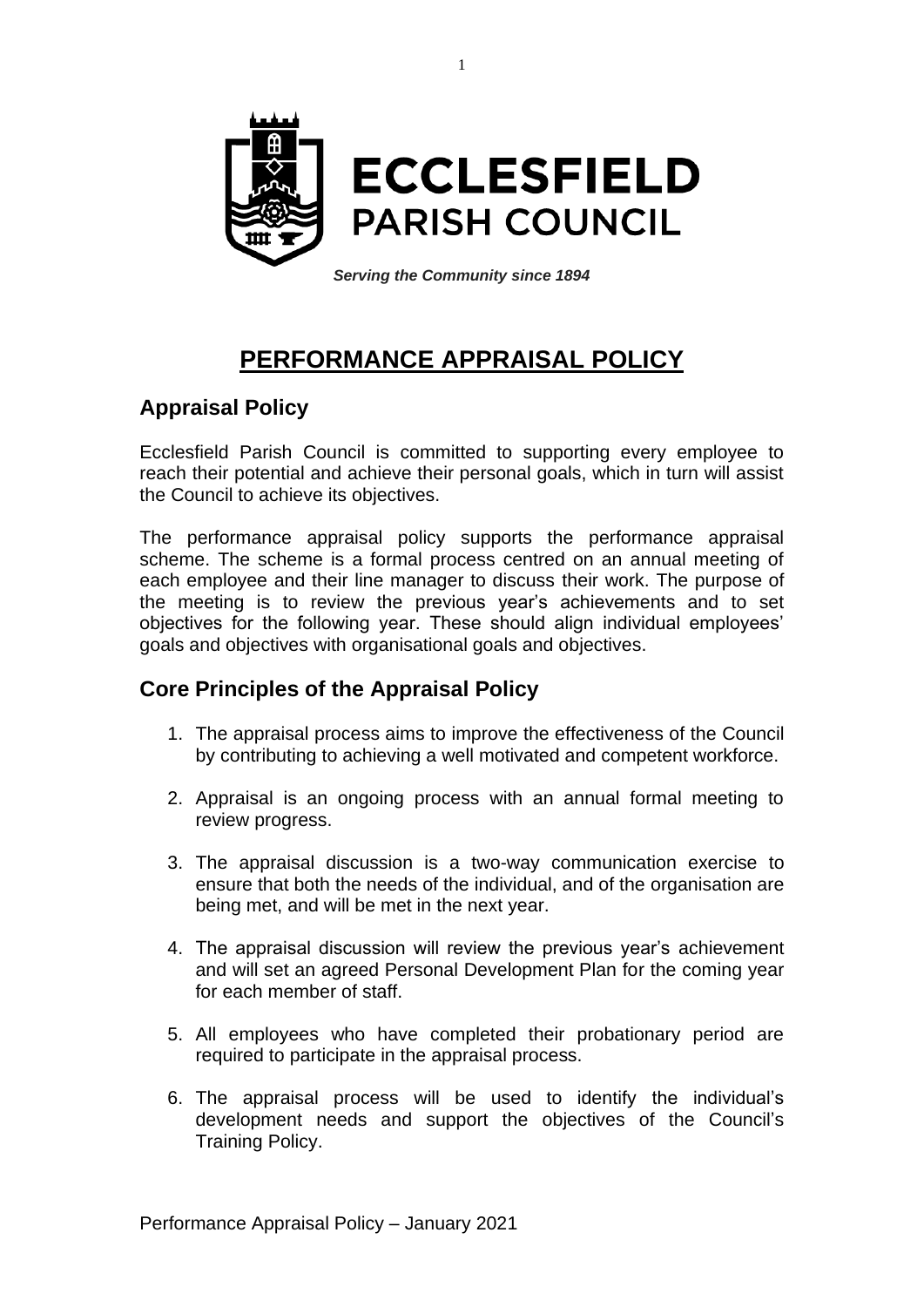**ECCLESFIELD PARISH COUNCIL**

***Serving the Community since 1894***

# PERFORMANCE APPRAISAL POLICY

## Appraisal Policy

Ecclesfield Parish Council is committed to supporting every employee to reach their potential and achieve their personal goals, which in turn will assist the Council to achieve its objectives.

The performance appraisal policy supports the performance appraisal scheme. The scheme is a formal process centred on an annual meeting of each employee and their line manager to discuss their work. The purpose of the meeting is to review the previous year's achievements and to set objectives for the following year. These should align individual employees' goals and objectives with organisational goals and objectives.

## Core Principles of the Appraisal Policy

1. The appraisal process aims to improve the effectiveness of the Council by contributing to achieving a well motivated and competent workforce.

2. Appraisal is an ongoing process with an annual formal meeting to review progress.

3. The appraisal discussion is a two-way communication exercise to ensure that both the needs of the individual, and of the organisation are being met, and will be met in the next year.

4. The appraisal discussion will review the previous year's achievement and will set an agreed Personal Development Plan for the coming year for each member of staff.

5. All employees who have completed their probationary period are required to participate in the appraisal process.

6. The appraisal process will be used to identify the individual's development needs and support the objectives of the Council's Training Policy.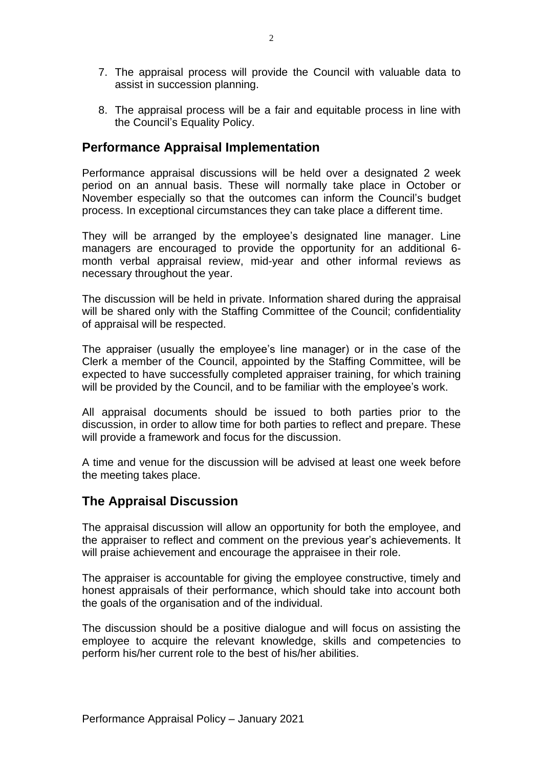7. The appraisal process will provide the Council with valuable data to assist in succession planning.

8. The appraisal process will be a fair and equitable process in line with the Council's Equality Policy.

## Performance Appraisal Implementation

Performance appraisal discussions will be held over a designated 2 week period on an annual basis. These will normally take place in October or November especially so that the outcomes can inform the Council's budget process. In exceptional circumstances they can take place a different time.

They will be arranged by the employee's designated line manager. Line managers are encouraged to provide the opportunity for an additional 6-month verbal appraisal review, mid-year and other informal reviews as necessary throughout the year.

The discussion will be held in private. Information shared during the appraisal will be shared only with the Staffing Committee of the Council; confidentiality of appraisal will be respected.

The appraiser (usually the employee's line manager) or in the case of the Clerk a member of the Council, appointed by the Staffing Committee, will be expected to have successfully completed appraiser training, for which training will be provided by the Council, and to be familiar with the employee's work.

All appraisal documents should be issued to both parties prior to the discussion, in order to allow time for both parties to reflect and prepare. These will provide a framework and focus for the discussion.

A time and venue for the discussion will be advised at least one week before the meeting takes place.

## The Appraisal Discussion

The appraisal discussion will allow an opportunity for both the employee, and the appraiser to reflect and comment on the previous year's achievements. It will praise achievement and encourage the appraisee in their role.

The appraiser is accountable for giving the employee constructive, timely and honest appraisals of their performance, which should take into account both the goals of the organisation and of the individual.

The discussion should be a positive dialogue and will focus on assisting the employee to acquire the relevant knowledge, skills and competencies to perform his/her current role to the best of his/her abilities.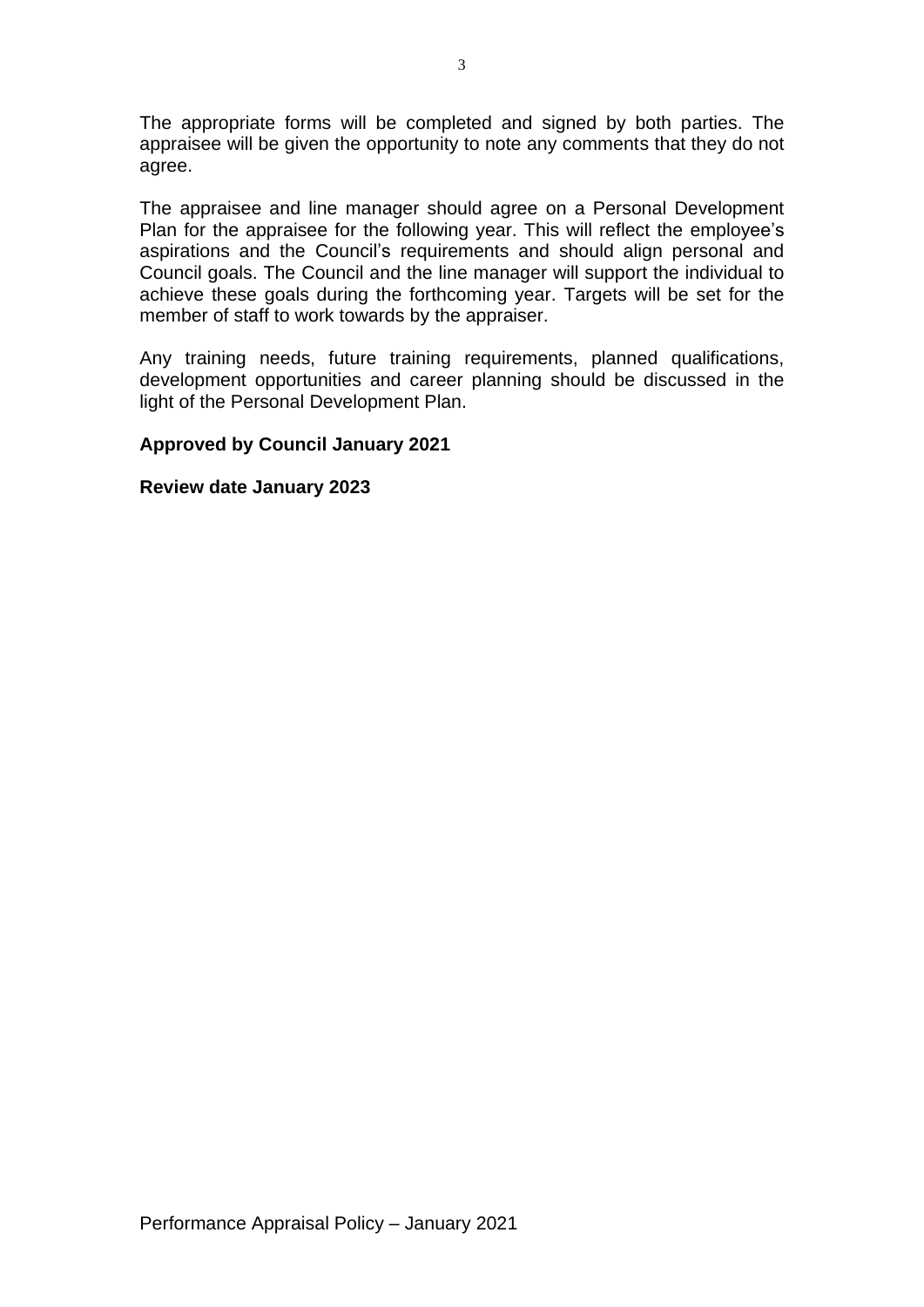The appropriate forms will be completed and signed by both parties. The appraisee will be given the opportunity to note any comments that they do not agree.

The appraisee and line manager should agree on a Personal Development Plan for the appraisee for the following year. This will reflect the employee's aspirations and the Council's requirements and should align personal and Council goals. The Council and the line manager will support the individual to achieve these goals during the forthcoming year. Targets will be set for the member of staff to work towards by the appraiser.

Any training needs, future training requirements, planned qualifications, development opportunities and career planning should be discussed in the light of the Personal Development Plan.

**Approved by Council January 2021**

**Review date January 2023**